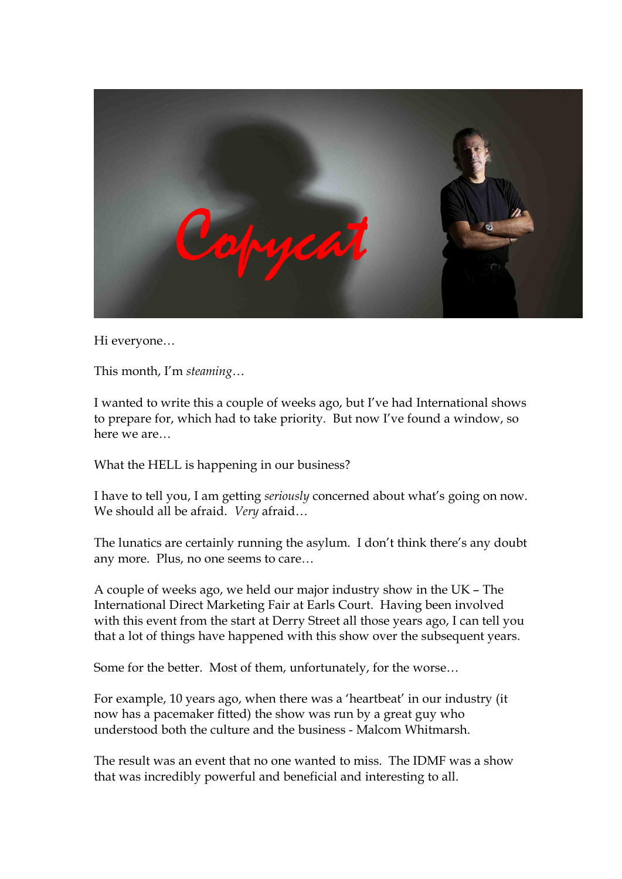Copycat

Hi everyone…

This month, I'm *steaming*…

I wanted to write this a couple of weeks ago, but I've had International shows to prepare for, which had to take priority. But now I've found a window, so here we are…

What the HELL is happening in our business?

I have to tell you, I am getting *seriously* concerned about what's going on now. We should all be afraid. *Very* afraid…

The lunatics are certainly running the asylum. I don't think there's any doubt any more. Plus, no one seems to care…

A couple of weeks ago, we held our major industry show in the UK – The International Direct Marketing Fair at Earls Court. Having been involved with this event from the start at Derry Street all those years ago, I can tell you that a lot of things have happened with this show over the subsequent years.

Some for the better. Most of them, unfortunately, for the worse…

For example, 10 years ago, when there was a 'heartbeat' in our industry (it now has a pacemaker fitted) the show was run by a great guy who understood both the culture and the business - Malcom Whitmarsh.

The result was an event that no one wanted to miss. The IDMF was a show that was incredibly powerful and beneficial and interesting to all.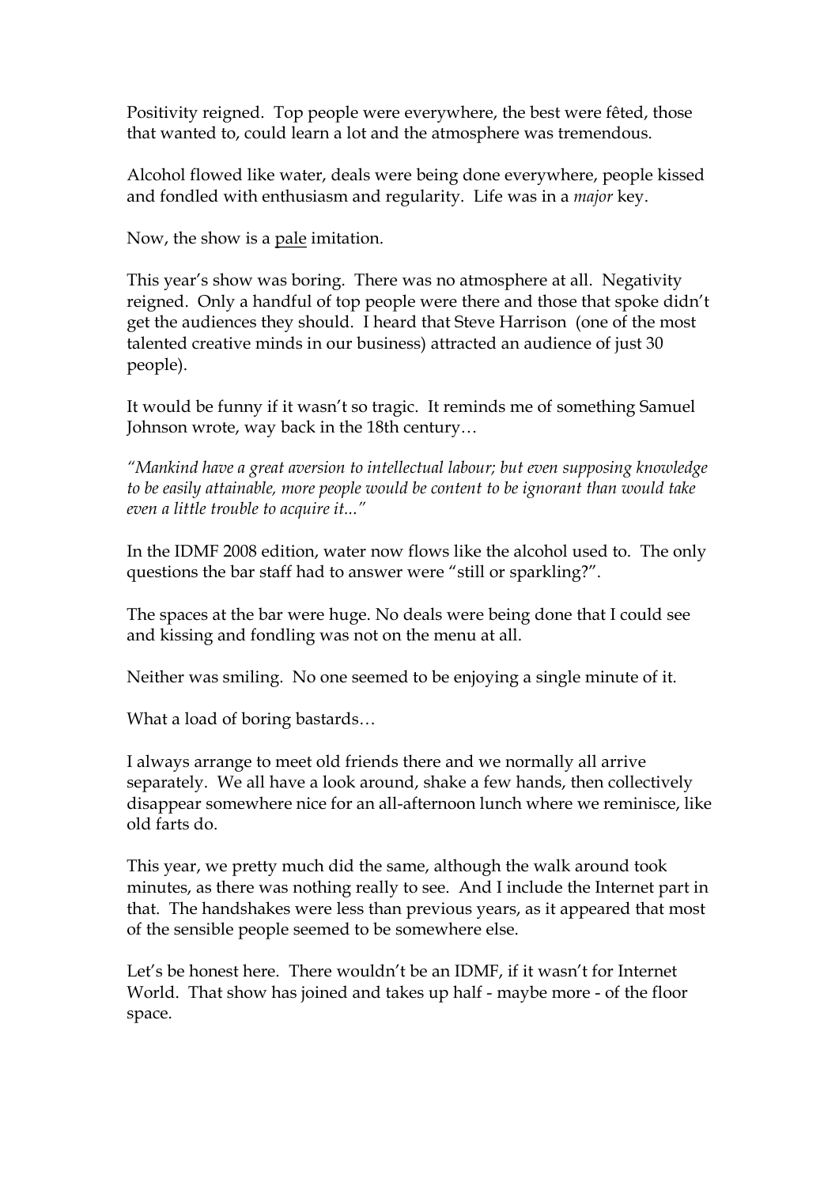Positivity reigned. Top people were everywhere, the best were fêted, those that wanted to, could learn a lot and the atmosphere was tremendous.

Alcohol flowed like water, deals were being done everywhere, people kissed and fondled with enthusiasm and regularity. Life was in a *major* key.

Now, the show is a <u>pale</u> imitation.

This year's show was boring. There was no atmosphere at all. Negativity reigned. Only a handful of top people were there and those that spoke didn't get the audiences they should. I heard that Steve Harrison (one of the most talented creative minds in our business) attracted an audience of just 30 people).

It would be funny if it wasn't so tragic. It reminds me of something Samuel Johnson wrote, way back in the 18th century…

*"Mankind have a great aversion to intellectual labour; but even supposing knowledge to be easily attainable, more people would be content to be ignorant than would take even a little trouble to acquire it..."*

In the IDMF 2008 edition, water now flows like the alcohol used to. The only questions the bar staff had to answer were "still or sparkling?".

The spaces at the bar were huge. No deals were being done that I could see and kissing and fondling was not on the menu at all.

Neither was smiling. No one seemed to be enjoying a single minute of it.

What a load of boring bastards…

I always arrange to meet old friends there and we normally all arrive separately. We all have a look around, shake a few hands, then collectively disappear somewhere nice for an all-afternoon lunch where we reminisce, like old farts do.

This year, we pretty much did the same, although the walk around took minutes, as there was nothing really to see. And I include the Internet part in that. The handshakes were less than previous years, as it appeared that most of the sensible people seemed to be somewhere else.

Let's be honest here. There wouldn't be an IDMF, if it wasn't for Internet World. That show has joined and takes up half - maybe more - of the floor space.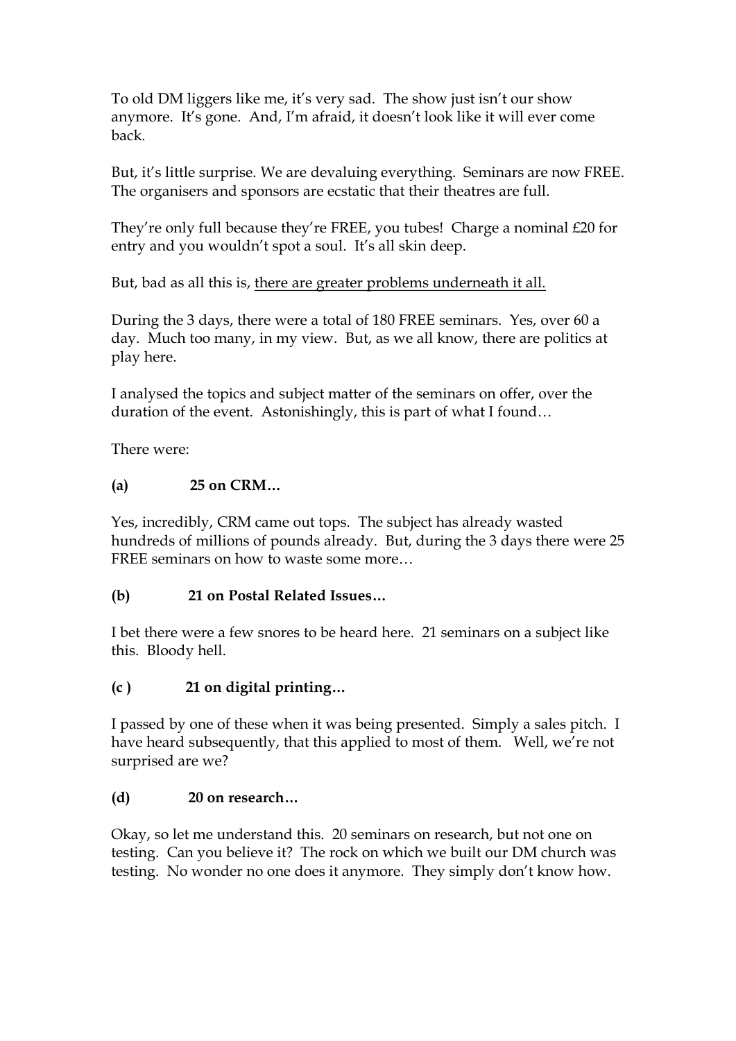To old DM liggers like me, it's very sad. The show just isn't our show anymore. It's gone. And, I'm afraid, it doesn't look like it will ever come back.

But, it's little surprise. We are devaluing everything. Seminars are now FREE. The organisers and sponsors are ecstatic that their theatres are full.

They're only full because they're FREE, you tubes! Charge a nominal £20 for entry and you wouldn't spot a soul. It's all skin deep.

But, bad as all this is, <u>there are greater problems underneath it all.</u>

During the 3 days, there were a total of 180 FREE seminars. Yes, over 60 a day. Much too many, in my view. But, as we all know, there are politics at play here.

I analysed the topics and subject matter of the seminars on offer, over the duration of the event. Astonishingly, this is part of what I found…

There were:

**(a) 25 on CRM…**

Yes, incredibly, CRM came out tops. The subject has already wasted hundreds of millions of pounds already. But, during the 3 days there were 25 FREE seminars on how to waste some more…

**(b) 21 on Postal Related Issues…**

I bet there were a few snores to be heard here. 21 seminars on a subject like this. Bloody hell.

**(c ) 21 on digital printing…**

I passed by one of these when it was being presented. Simply a sales pitch. I have heard subsequently, that this applied to most of them. Well, we're not surprised are we?

**(d) 20 on research…**

Okay, so let me understand this. 20 seminars on research, but not one on testing. Can you believe it? The rock on which we built our DM church was testing. No wonder no one does it anymore. They simply don't know how.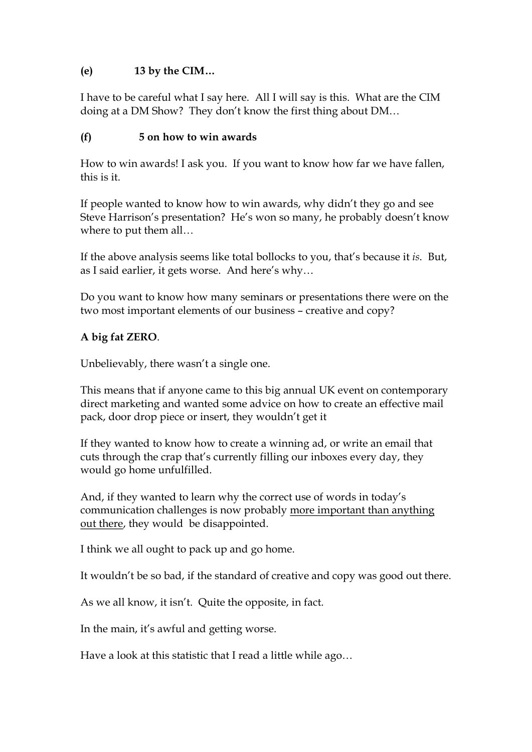**(e) 13 by the CIM…**

I have to be careful what I say here. All I will say is this. What are the CIM doing at a DM Show? They don't know the first thing about DM…

**(f) 5 on how to win awards**

How to win awards! I ask you. If you want to know how far we have fallen, this is it.

If people wanted to know how to win awards, why didn't they go and see Steve Harrison's presentation? He's won so many, he probably doesn't know where to put them all…

If the above analysis seems like total bollocks to you, that's because it *is*. But, as I said earlier, it gets worse. And here's why…

Do you want to know how many seminars or presentations there were on the two most important elements of our business – creative and copy?

**A big fat ZERO**.

Unbelievably, there wasn't a single one.

This means that if anyone came to this big annual UK event on contemporary direct marketing and wanted some advice on how to create an effective mail pack, door drop piece or insert, they wouldn't get it

If they wanted to know how to create a winning ad, or write an email that cuts through the crap that's currently filling our inboxes every day, they would go home unfulfilled.

And, if they wanted to learn why the correct use of words in today's communication challenges is now probably <u>more important than anything out there</u>, they would be disappointed.

I think we all ought to pack up and go home.

It wouldn't be so bad, if the standard of creative and copy was good out there.

As we all know, it isn't. Quite the opposite, in fact.

In the main, it's awful and getting worse.

Have a look at this statistic that I read a little while ago…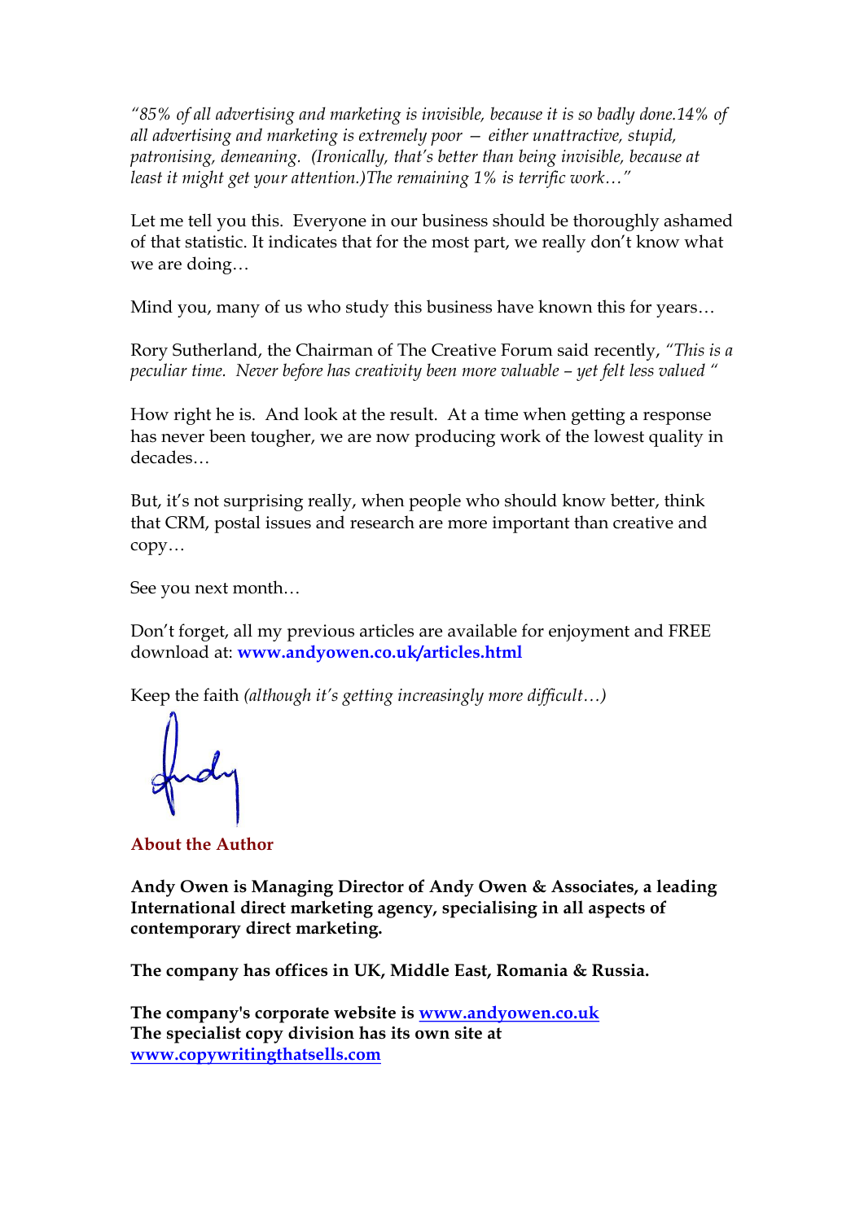*"85% of all advertising and marketing is invisible, because it is so badly done.14% of all advertising and marketing is extremely poor – either unattractive, stupid, patronising, demeaning. (Ironically, that's better than being invisible, because at least it might get your attention.)The remaining 1% is terrific work…"*

Let me tell you this. Everyone in our business should be thoroughly ashamed of that statistic. It indicates that for the most part, we really don't know what we are doing…

Mind you, many of us who study this business have known this for years…

Rory Sutherland, the Chairman of The Creative Forum said recently, *"This is a peculiar time. Never before has creativity been more valuable – yet felt less valued "*

How right he is. And look at the result. At a time when getting a response has never been tougher, we are now producing work of the lowest quality in decades…

But, it's not surprising really, when people who should know better, think that CRM, postal issues and research are more important than creative and copy…

See you next month…

Don't forget, all my previous articles are available for enjoyment and FREE download at: **www.andyowen.co.uk/articles.html**

Keep the faith *(although it's getting increasingly more difficult…)*

Andy

**About the Author**

**Andy Owen is Managing Director of Andy Owen & Associates, a leading International direct marketing agency, specialising in all aspects of contemporary direct marketing.**

**The company has offices in UK, Middle East, Romania & Russia.**

**The company's corporate website is www.andyowen.co.uk**
**The specialist copy division has its own site at www.copywritingthatsells.com**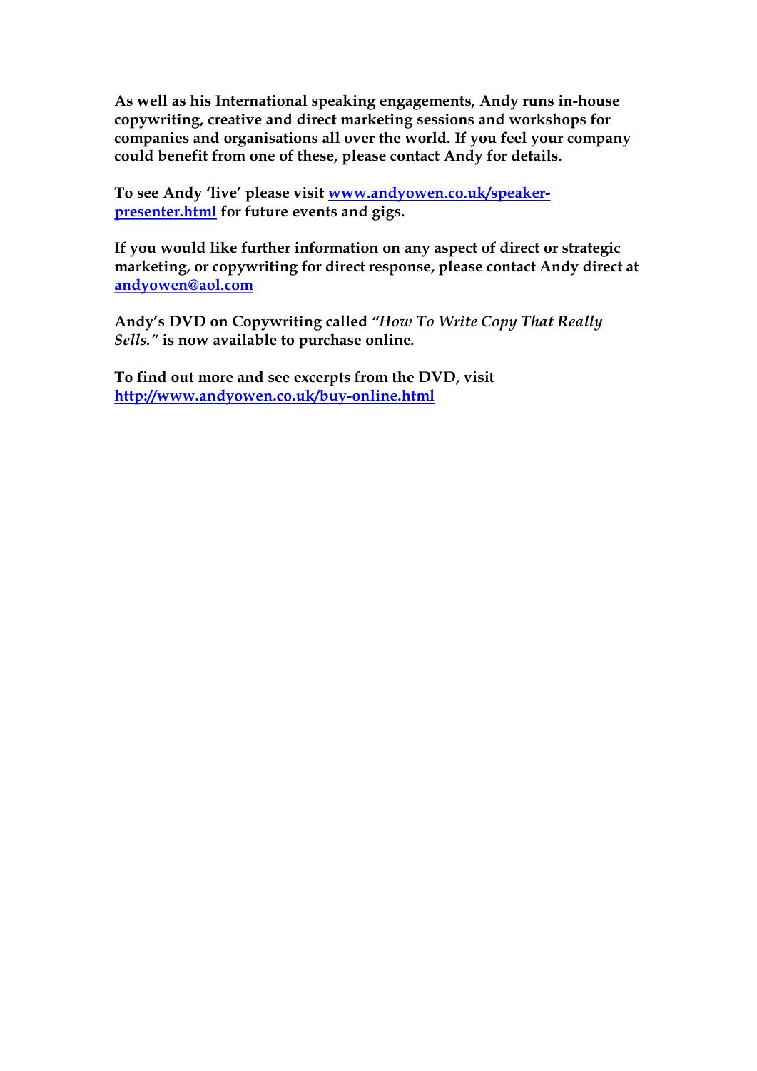**As well as his International speaking engagements, Andy runs in-house copywriting, creative and direct marketing sessions and workshops for companies and organisations all over the world. If you feel your company could benefit from one of these, please contact Andy for details.**

**To see Andy 'live' please visit [www.andyowen.co.uk/speaker-presenter.html](www.andyowen.co.uk/speaker-presenter.html) for future events and gigs.**

**If you would like further information on any aspect of direct or strategic marketing, or copywriting for direct response, please contact Andy direct at [andyowen@aol.com](mailto:andyowen@aol.com)**

**Andy's DVD on Copywriting called *"How To Write Copy That Really Sells."* is now available to purchase online.**

**To find out more and see excerpts from the DVD, visit [http://www.andyowen.co.uk/buy-online.html](http://www.andyowen.co.uk/buy-online.html)**